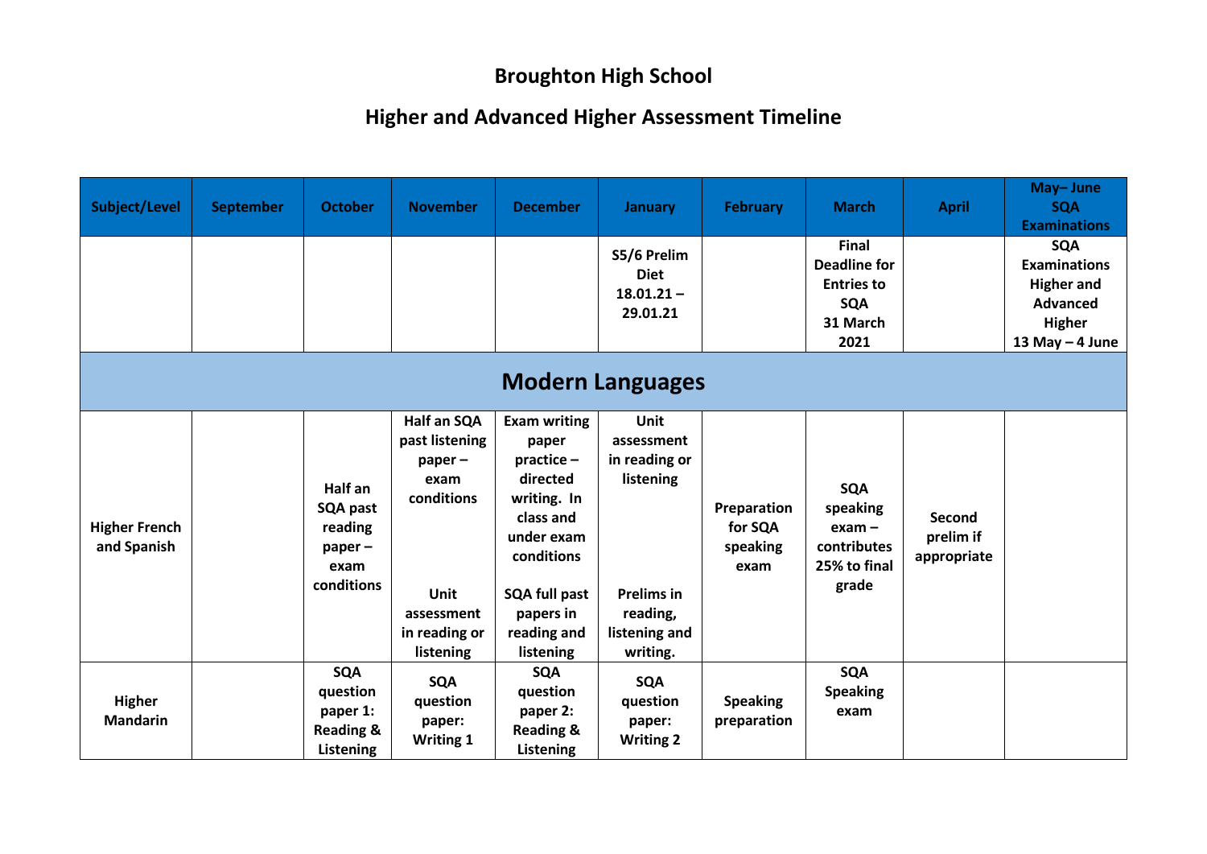# Broughton High School

## Higher and Advanced Higher Assessment Timeline

| Subject/Level | September | October | November | December | January | February | March | April | May– June SQA Examinations |
|---|---|---|---|---|---|---|---|---|---|
| | | | | | S5/6 Prelim Diet 18.01.21 – 29.01.21 | | Final Deadline for Entries to SQA 31 March 2021 | | SQA Examinations Higher and Advanced Higher 13 May – 4 June |
| **Modern Languages** | | | | | | | | | |
| Higher French and Spanish | | Half an SQA past reading paper – exam conditions | Half an SQA past listening paper – exam conditions<br><br>Unit assessment in reading or listening | Exam writing paper practice – directed writing. In class and under exam conditions<br><br>SQA full past papers in reading and listening | Unit assessment in reading or listening<br><br>Prelims in reading, listening and writing. | Preparation for SQA speaking exam | SQA speaking exam – contributes 25% to final grade | Second prelim if appropriate | |
| Higher Mandarin | | SQA question paper 1: Reading & Listening | SQA question paper: Writing 1 | SQA question paper 2: Reading & Listening | SQA question paper: Writing 2 | Speaking preparation | SQA Speaking exam | | |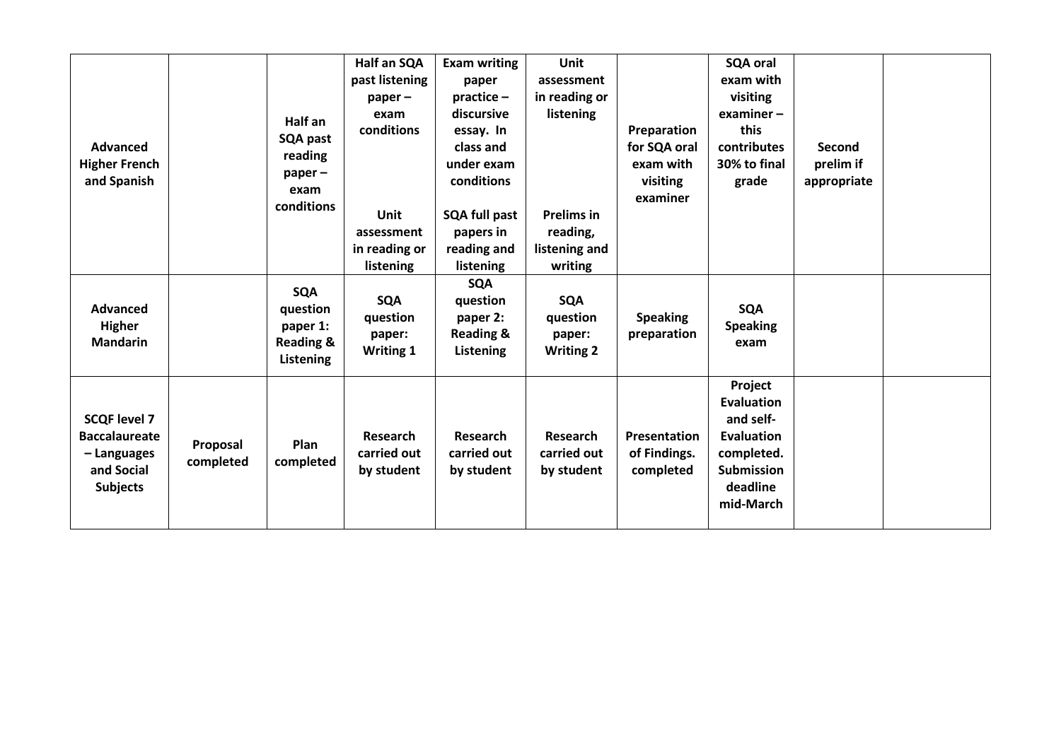| | | | | | | | | | |
|---|---|---|---|---|---|---|---|---|---|
| **Advanced Higher French and Spanish** | | **Half an SQA past reading paper – exam conditions** | **Half an SQA past listening paper – exam conditions**<br><br>**Unit assessment in reading or listening** | **Exam writing paper practice – discursive essay. In class and under exam conditions**<br><br>**SQA full past papers in reading and listening** | **Unit assessment in reading or listening**<br><br>**Prelims in reading, listening and writing** | **Preparation for SQA oral exam with visiting examiner** | **SQA oral exam with visiting examiner – this contributes 30% to final grade** | **Second prelim if appropriate** | |
| **Advanced Higher Mandarin** | | **SQA question paper 1: Reading & Listening** | **SQA question paper: Writing 1** | **SQA question paper 2: Reading & Listening** | **SQA question paper: Writing 2** | **Speaking preparation** | **SQA Speaking exam** | | |
| **SCQF level 7 Baccalaureate – Languages and Social Subjects** | **Proposal completed** | **Plan completed** | **Research carried out by student** | **Research carried out by student** | **Research carried out by student** | **Presentation of Findings. completed** | **Project Evaluation and self-Evaluation completed. Submission deadline mid-March** | | |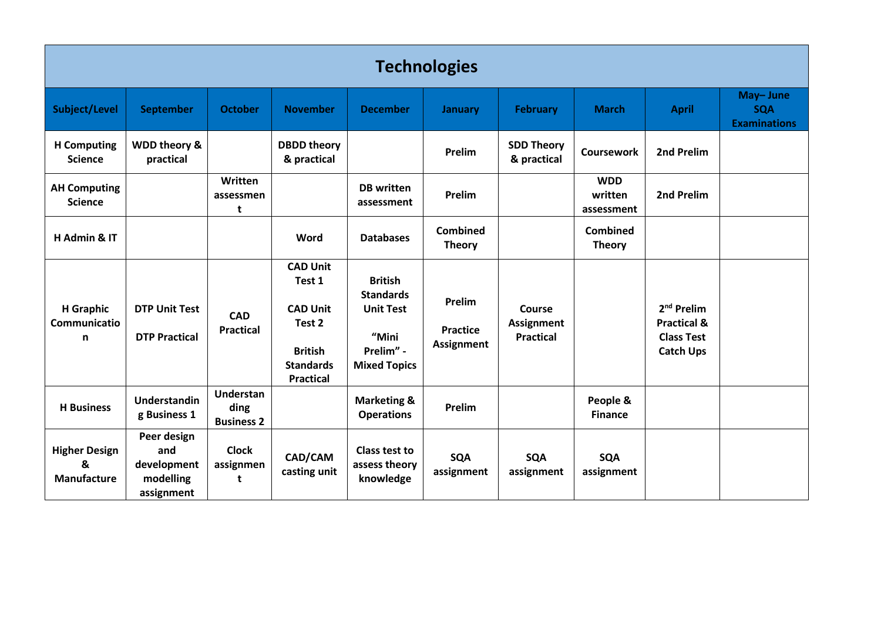# Technologies

| Subject/Level | September | October | November | December | January | February | March | April | May– June SQA Examinations |
|---|---|---|---|---|---|---|---|---|---|
| **H Computing Science** | **WDD theory & practical** | | **DBDD theory & practical** | | **Prelim** | **SDD Theory & practical** | **Coursework** | **2nd Prelim** | |
| **AH Computing Science** | | **Written assessment** | | **DB written assessment** | **Prelim** | | **WDD written assessment** | **2nd Prelim** | |
| **H Admin & IT** | | | **Word** | **Databases** | **Combined Theory** | | **Combined Theory** | | |
| **H Graphic Communication** | **DTP Unit Test**<br><br>**DTP Practical** | **CAD Practical** | **CAD Unit Test 1**<br><br>**CAD Unit Test 2**<br><br>**British Standards Practical** | **British Standards Unit Test**<br><br>**"Mini Prelim" - Mixed Topics** | **Prelim**<br><br>**Practice Assignment** | **Course Assignment Practical** | | **2nd Prelim Practical & Class Test Catch Ups** | |
| **H Business** | **Understanding Business 1** | **Understanding Business 2** | | **Marketing & Operations** | **Prelim** | | **People & Finance** | | |
| **Higher Design & Manufacture** | **Peer design and development modelling assignment** | **Clock assignment** | **CAD/CAM casting unit** | **Class test to assess theory knowledge** | **SQA assignment** | **SQA assignment** | **SQA assignment** | | |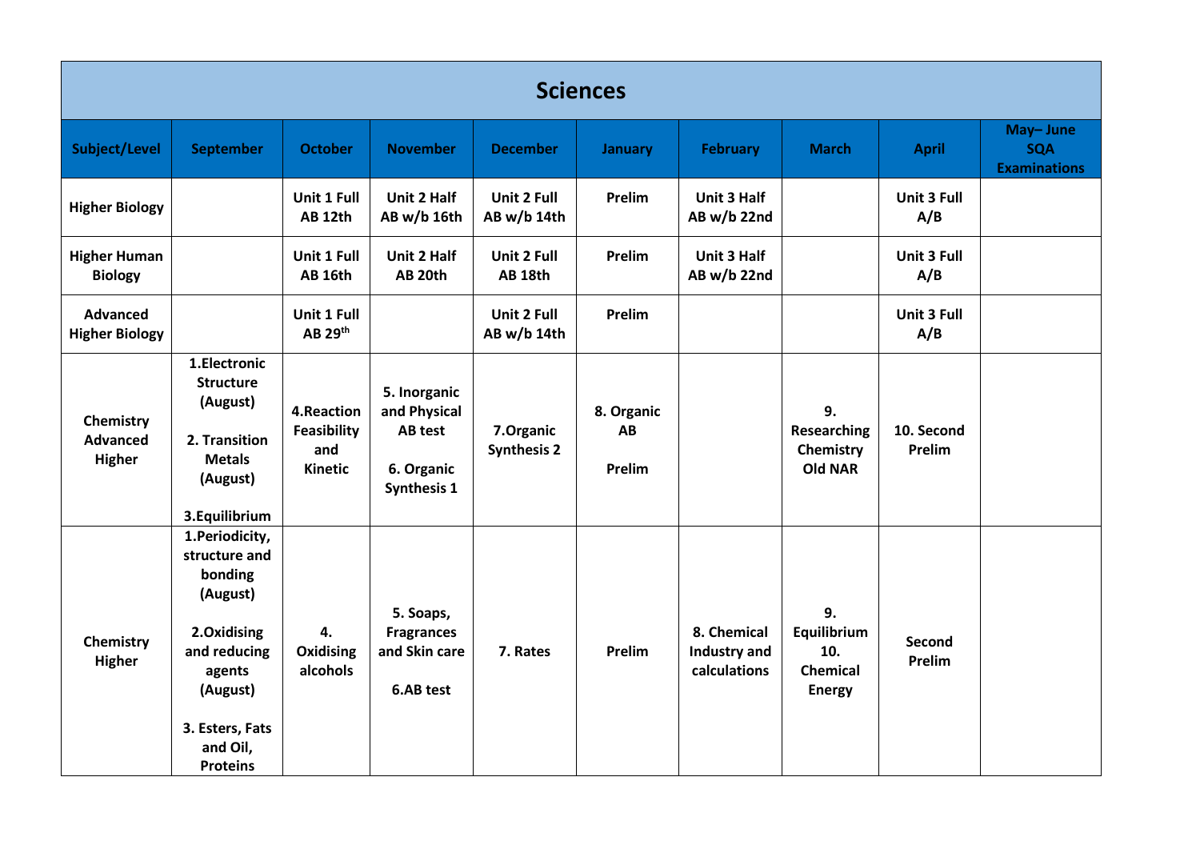# Sciences

| Subject/Level | September | October | November | December | January | February | March | April | May– June SQA Examinations |
|---|---|---|---|---|---|---|---|---|---|
| **Higher Biology** | | **Unit 1 Full AB 12th** | **Unit 2 Half AB w/b 16th** | **Unit 2 Full AB w/b 14th** | **Prelim** | **Unit 3 Half AB w/b 22nd** | | **Unit 3 Full A/B** | |
| **Higher Human Biology** | | **Unit 1 Full AB 16th** | **Unit 2 Half AB 20th** | **Unit 2 Full AB 18th** | **Prelim** | **Unit 3 Half AB w/b 22nd** | | **Unit 3 Full A/B** | |
| **Advanced Higher Biology** | | **Unit 1 Full AB 29th** | | **Unit 2 Full AB w/b 14th** | **Prelim** | | | **Unit 3 Full A/B** | |
| **Chemistry Advanced Higher** | **1.Electronic Structure (August)**<br><br>**2. Transition Metals (August)**<br><br>**3.Equilibrium** | **4.Reaction Feasibility and Kinetic** | **5. Inorganic and Physical AB test**<br><br>**6. Organic Synthesis 1** | **7.Organic Synthesis 2** | **8. Organic AB**<br><br>**Prelim** | | **9. Researching Chemistry Old NAR** | **10. Second Prelim** | |
| **Chemistry Higher** | **1.Periodicity, structure and bonding (August)**<br><br>**2.Oxidising and reducing agents (August)**<br><br>**3. Esters, Fats and Oil, Proteins** | **4. Oxidising alcohols** | **5. Soaps, Fragrances and Skin care**<br><br>**6.AB test** | **7. Rates** | **Prelim** | **8. Chemical Industry and calculations** | **9. Equilibrium**<br>**10. Chemical Energy** | **Second Prelim** | |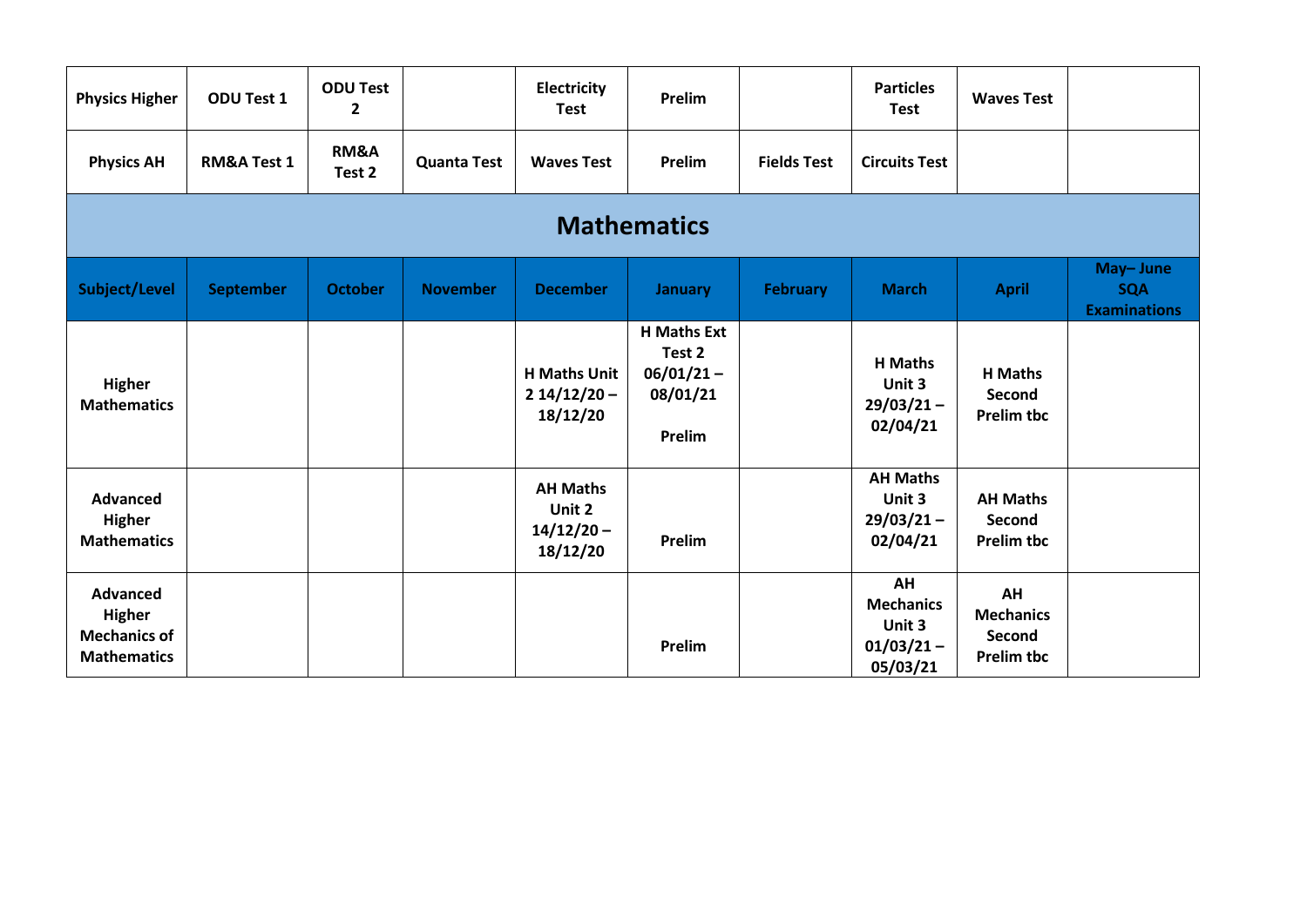| | | | | | | | | | |
|---|---|---|---|---|---|---|---|---|---|
| **Physics Higher** | **ODU Test 1** | **ODU Test 2** | | **Electricity Test** | **Prelim** | | **Particles Test** | **Waves Test** | |
| **Physics AH** | **RM&A Test 1** | **RM&A Test 2** | **Quanta Test** | **Waves Test** | **Prelim** | **Fields Test** | **Circuits Test** | | |

## Mathematics

| Subject/Level | September | October | November | December | January | February | March | April | May– June SQA Examinations |
|---|---|---|---|---|---|---|---|---|---|
| **Higher Mathematics** | | | | **H Maths Unit 2 14/12/20 – 18/12/20** | **H Maths Ext Test 2 06/01/21 – 08/01/21** **Prelim** | | **H Maths Unit 3 29/03/21 – 02/04/21** | **H Maths Second Prelim tbc** | |
| **Advanced Higher Mathematics** | | | | **AH Maths Unit 2 14/12/20 – 18/12/20** | **Prelim** | | **AH Maths Unit 3 29/03/21 – 02/04/21** | **AH Maths Second Prelim tbc** | |
| **Advanced Higher Mechanics of Mathematics** | | | | | **Prelim** | | **AH Mechanics Unit 3 01/03/21 – 05/03/21** | **AH Mechanics Second Prelim tbc** | |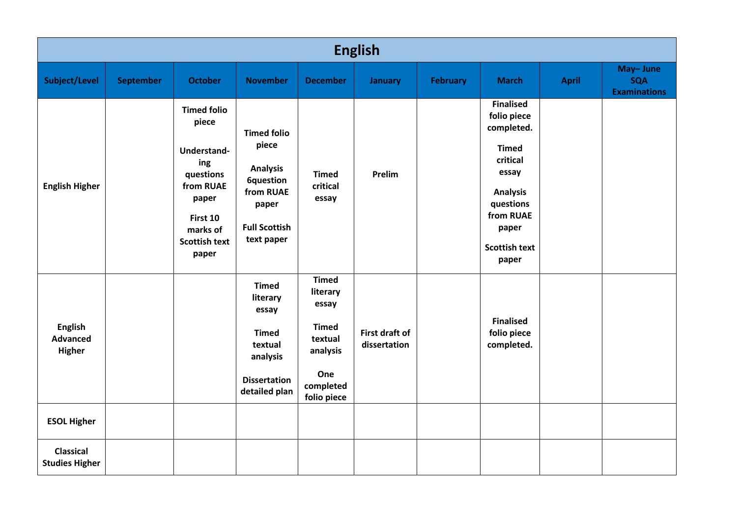# English

| Subject/Level | September | October | November | December | January | February | March | April | May– June SQA Examinations |
|---|---|---|---|---|---|---|---|---|---|
| English Higher | | Timed folio piece<br><br>Understand-ing questions from RUAE paper<br><br>First 10 marks of Scottish text paper | Timed folio piece<br><br>Analysis 6question from RUAE paper<br><br>Full Scottish text paper | Timed critical essay | Prelim | | Finalised folio piece completed.<br><br>Timed critical essay<br><br>Analysis questions from RUAE paper<br><br>Scottish text paper | | |
| English Advanced Higher | | | Timed literary essay<br><br>Timed textual analysis<br><br>Dissertation detailed plan | Timed literary essay<br><br>Timed textual analysis<br><br>One completed folio piece | First draft of dissertation | | Finalised folio piece completed. | | |
| ESOL Higher | | | | | | | | | |
| Classical Studies Higher | | | | | | | | | |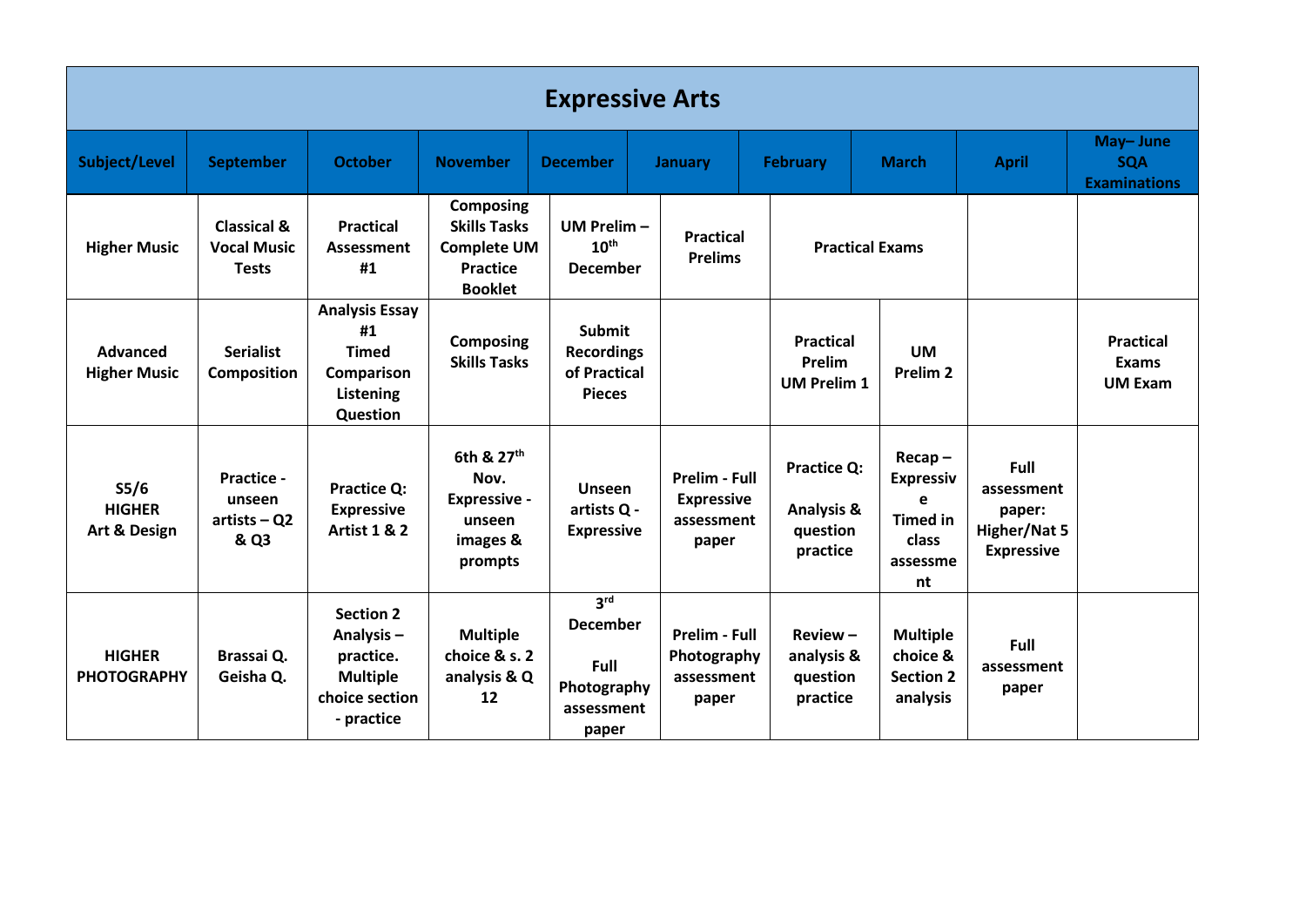# Expressive Arts

| Subject/Level | September | October | November | December | January | February | March | April | May– June SQA Examinations |
|---|---|---|---|---|---|---|---|---|---|
| **Higher Music** | **Classical & Vocal Music Tests** | **Practical Assessment #1** | **Composing Skills Tasks Complete UM Practice Booklet** | **UM Prelim – 10th December** | **Practical Prelims** | **Practical Exams** | | | |
| **Advanced Higher Music** | **Serialist Composition** | **Analysis Essay #1 Timed Comparison Listening Question** | **Composing Skills Tasks** | **Submit Recordings of Practical Pieces** | | **Practical Prelim UM Prelim 1** | **UM Prelim 2** | | **Practical Exams UM Exam** |
| **S5/6 HIGHER Art & Design** | **Practice - unseen artists – Q2 & Q3** | **Practice Q: Expressive Artist 1 & 2** | **6th & 27th Nov. Expressive - unseen images & prompts** | **Unseen artists Q - Expressive** | **Prelim - Full Expressive assessment paper** | **Practice Q: Analysis & question practice** | **Recap – Expressive Timed in class assessment** | **Full assessment paper: Higher/Nat 5 Expressive** | |
| **HIGHER PHOTOGRAPHY** | **Brassai Q. Geisha Q.** | **Section 2 Analysis – practice. Multiple choice section - practice** | **Multiple choice & s. 2 analysis & Q 12** | **3rd December Full Photography assessment paper** | **Prelim - Full Photography assessment paper** | **Review – analysis & question practice** | **Multiple choice & Section 2 analysis** | **Full assessment paper** | |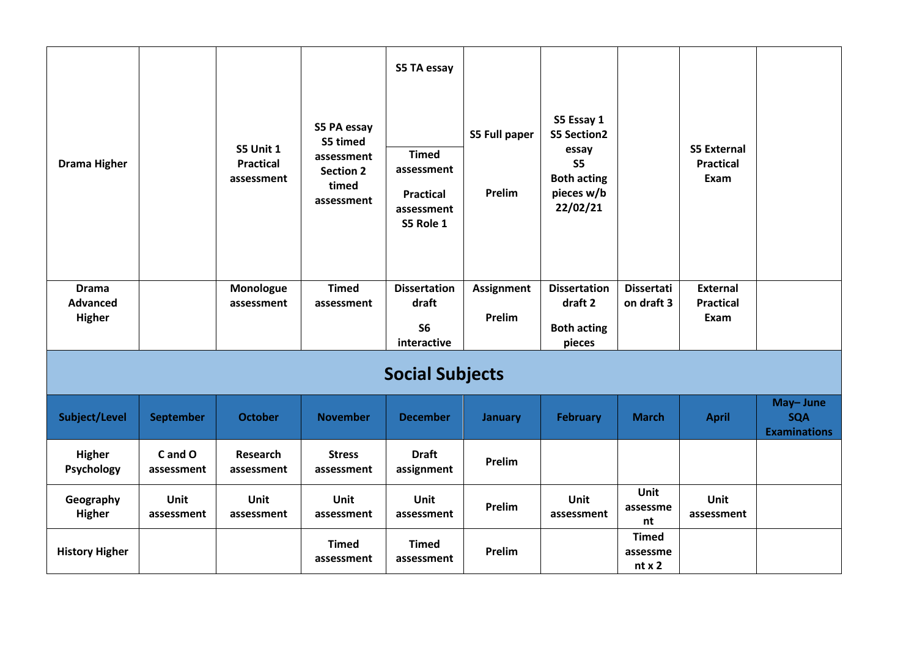| | | | | | | | | | |
|---|---|---|---|---|---|---|---|---|---|
| **Drama Higher** | | **S5 Unit 1 Practical assessment** | **S5 PA essay S5 timed assessment Section 2 timed assessment** | **S5 TA essay** / **Timed assessment** **Practical assessment S5 Role 1** | **S5 Full paper** **Prelim** | **S5 Essay 1 S5 Section2 essay S5 Both acting pieces w/b 22/02/21** | | **S5 External Practical Exam** | |
| **Drama Advanced Higher** | | **Monologue assessment** | **Timed assessment** | **Dissertation draft** **S6 interactive** | **Assignment** **Prelim** | **Dissertation draft 2** **Both acting pieces** | **Dissertation draft 3** | **External Practical Exam** | |

## Social Subjects

| Subject/Level | September | October | November | December | January | February | March | April | May– June SQA Examinations |
|---|---|---|---|---|---|---|---|---|---|
| **Higher Psychology** | **C and O assessment** | **Research assessment** | **Stress assessment** | **Draft assignment** | **Prelim** | | | | |
| **Geography Higher** | **Unit assessment** | **Unit assessment** | **Unit assessment** | **Unit assessment** | **Prelim** | **Unit assessment** | **Unit assessment** | **Unit assessment** | |
| **History Higher** | | | **Timed assessment** | **Timed assessment** | **Prelim** | | **Timed assessment x 2** | | |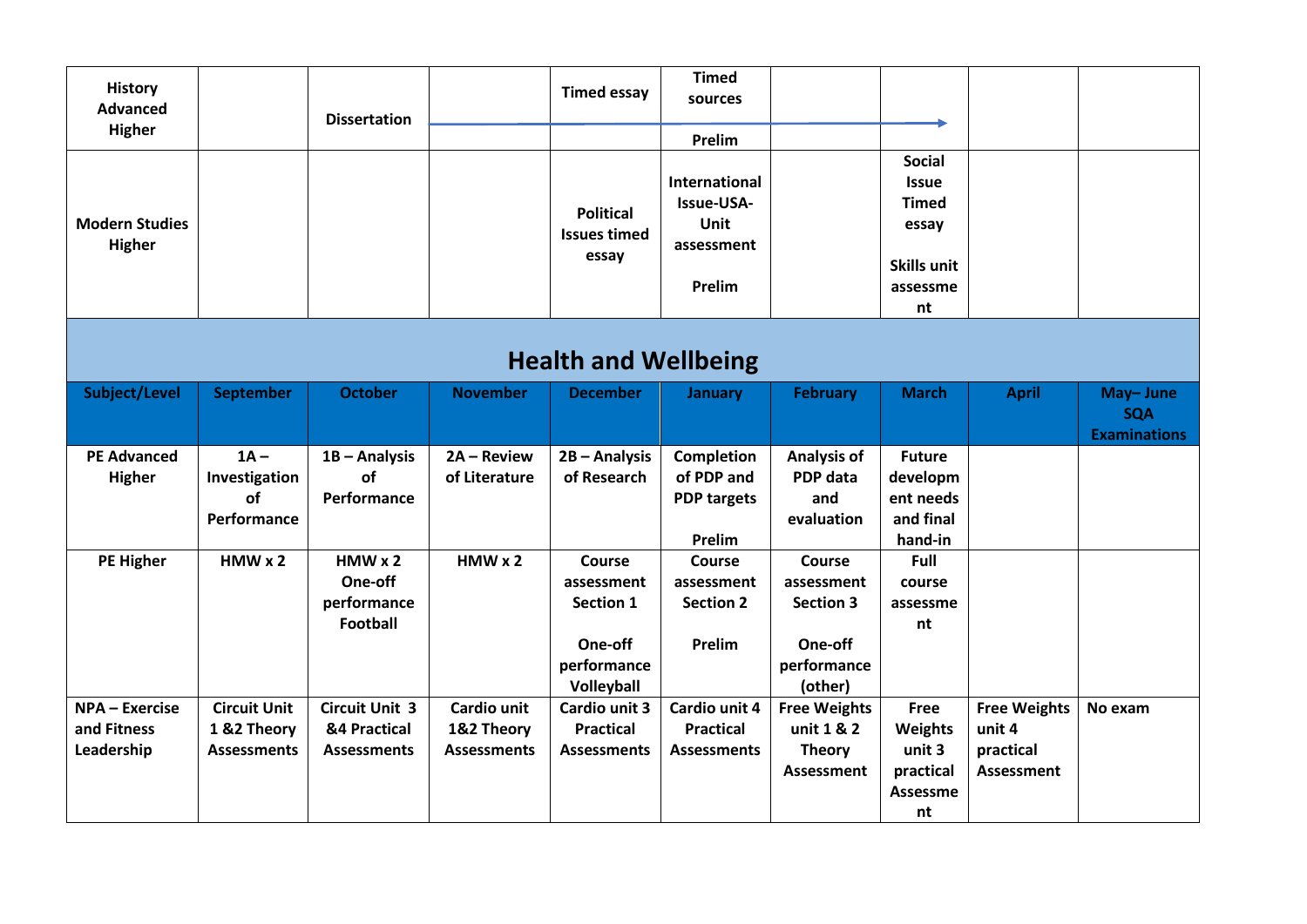| | | | | | | | | | |
|---|---|---|---|---|---|---|---|---|---|
| History Advanced Higher | | Dissertation | | Timed essay | Timed sources<br><br>Prelim | | | | |
| Modern Studies Higher | | | | Political Issues timed essay | International Issue-USA-Unit assessment<br><br>Prelim | | Social Issue Timed essay<br><br>Skills unit assessment | | |

## Health and Wellbeing

| Subject/Level | September | October | November | December | January | February | March | April | May– June SQA Examinations |
|---|---|---|---|---|---|---|---|---|---|
| PE Advanced Higher | 1A – Investigation of Performance | 1B – Analysis of Performance | 2A – Review of Literature | 2B – Analysis of Research | Completion of PDP and PDP targets<br><br>Prelim | Analysis of PDP data and evaluation | Future development needs and final hand-in | | |
| PE Higher | HMW x 2 | HMW x 2<br>One-off performance Football | HMW x 2 | Course assessment Section 1<br><br>One-off performance Volleyball | Course assessment Section 2<br><br>Prelim | Course assessment Section 3<br><br>One-off performance (other) | Full course assessment | | |
| NPA – Exercise and Fitness Leadership | Circuit Unit 1 &2 Theory Assessments | Circuit Unit 3 &4 Practical Assessments | Cardio unit 1&2 Theory Assessments | Cardio unit 3 Practical Assessments | Cardio unit 4 Practical Assessments | Free Weights unit 1 & 2 Theory Assessment | Free Weights unit 3 practical Assessment | Free Weights unit 4 practical Assessment | No exam |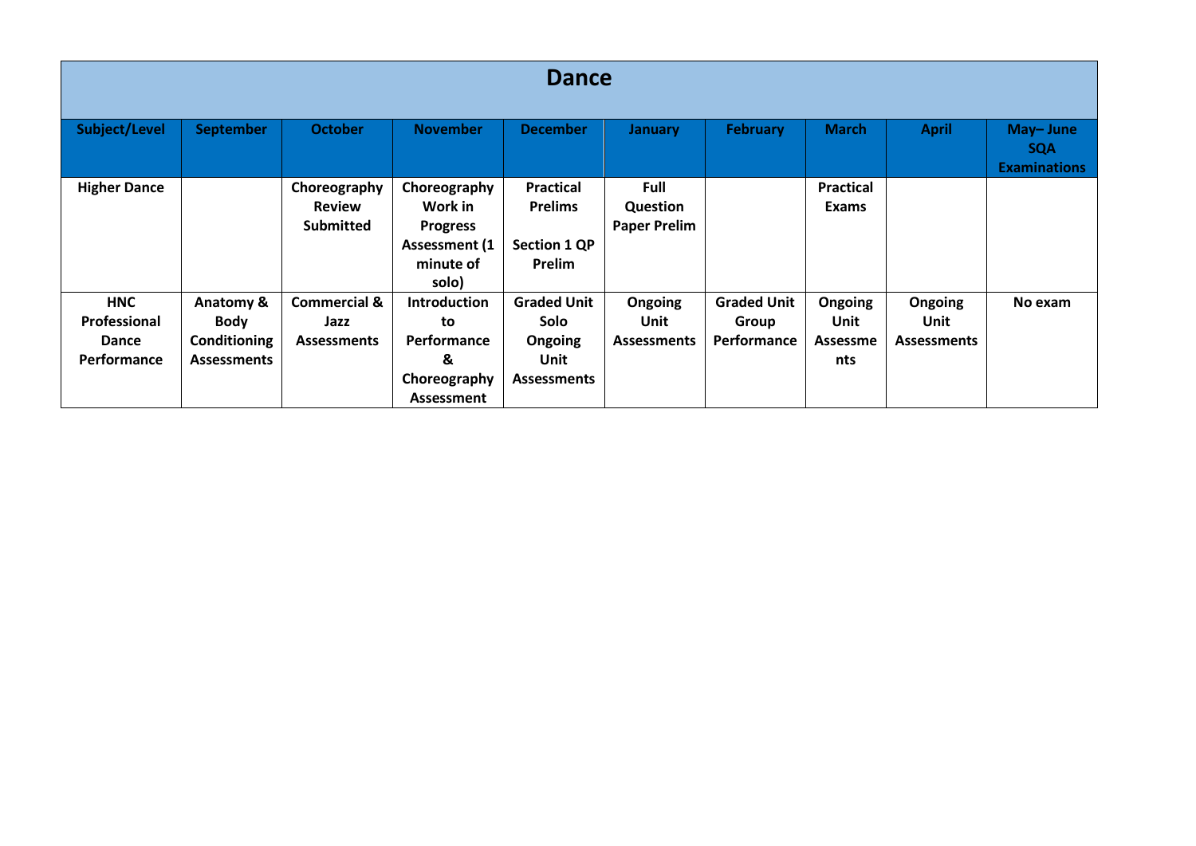| Dance | | | | | | | | | |
|---|---|---|---|---|---|---|---|---|---|
| **Subject/Level** | **September** | **October** | **November** | **December** | **January** | **February** | **March** | **April** | **May– June SQA Examinations** |
| **Higher Dance** | | **Choreography Review Submitted** | **Choreography Work in Progress Assessment (1 minute of solo)** | **Practical Prelims**<br><br>**Section 1 QP Prelim** | **Full Question Paper Prelim** | | **Practical Exams** | | |
| **HNC Professional Dance Performance** | **Anatomy & Body Conditioning Assessments** | **Commercial & Jazz Assessments** | **Introduction to Performance & Choreography Assessment** | **Graded Unit Solo Ongoing Unit Assessments** | **Ongoing Unit Assessments** | **Graded Unit Group Performance** | **Ongoing Unit Assessments** | **Ongoing Unit Assessments** | **No exam** |